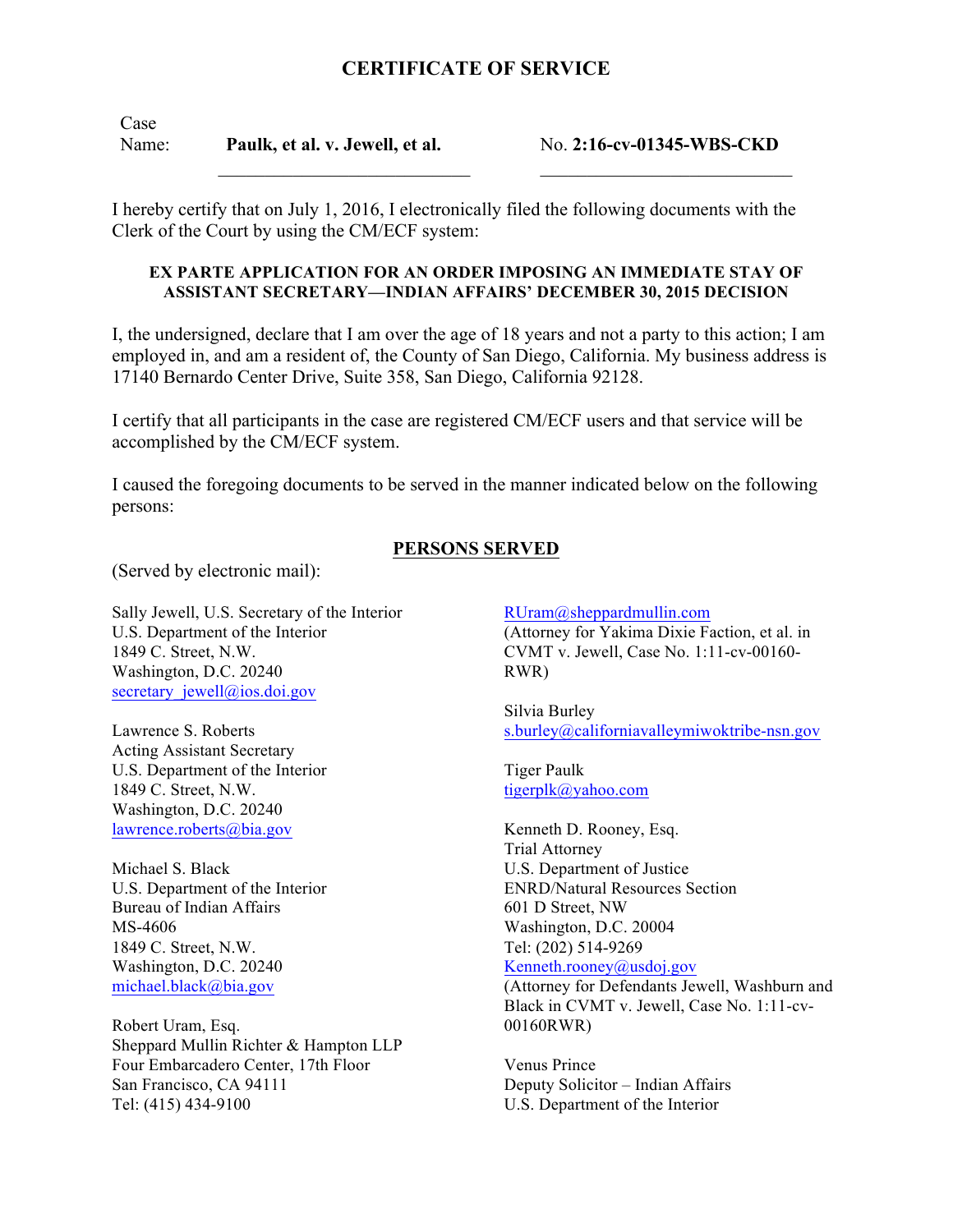# CERTIFICATE OF SERVICE

Case Name: **Paulk, et al. v. Jewell, et al.** No. **2:16-cv-01345-WBS-CKD**

I hereby certify that on July 1, 2016, I electronically filed the following documents with the Clerk of the Court by using the CM/ECF system:

**EX PARTE APPLICATION FOR AN ORDER IMPOSING AN IMMEDIATE STAY OF ASSISTANT SECRETARY—INDIAN AFFAIRS' DECEMBER 30, 2015 DECISION**

I, the undersigned, declare that I am over the age of 18 years and not a party to this action; I am employed in, and am a resident of, the County of San Diego, California. My business address is 17140 Bernardo Center Drive, Suite 358, San Diego, California 92128.

I certify that all participants in the case are registered CM/ECF users and that service will be accomplished by the CM/ECF system.

I caused the foregoing documents to be served in the manner indicated below on the following persons:

**PERSONS SERVED**

(Served by electronic mail):

Sally Jewell, U.S. Secretary of the Interior
U.S. Department of the Interior
1849 C. Street, N.W.
Washington, D.C. 20240
secretary_jewell@ios.doi.gov

Lawrence S. Roberts
Acting Assistant Secretary
U.S. Department of the Interior
1849 C. Street, N.W.
Washington, D.C. 20240
lawrence.roberts@bia.gov

Michael S. Black
U.S. Department of the Interior
Bureau of Indian Affairs
MS-4606
1849 C. Street, N.W.
Washington, D.C. 20240
michael.black@bia.gov

Robert Uram, Esq.
Sheppard Mullin Richter & Hampton LLP
Four Embarcadero Center, 17th Floor
San Francisco, CA 94111
Tel: (415) 434-9100
RUram@sheppardmullin.com
(Attorney for Yakima Dixie Faction, et al. in CVMT v. Jewell, Case No. 1:11-cv-00160-RWR)

Silvia Burley
s.burley@californiavalleymiwoktribe-nsn.gov

Tiger Paulk
tigerplk@yahoo.com

Kenneth D. Rooney, Esq.
Trial Attorney
U.S. Department of Justice
ENRD/Natural Resources Section
601 D Street, NW
Washington, D.C. 20004
Tel: (202) 514-9269
Kenneth.rooney@usdoj.gov
(Attorney for Defendants Jewell, Washburn and Black in CVMT v. Jewell, Case No. 1:11-cv-00160RWR)

Venus Prince
Deputy Solicitor – Indian Affairs
U.S. Department of the Interior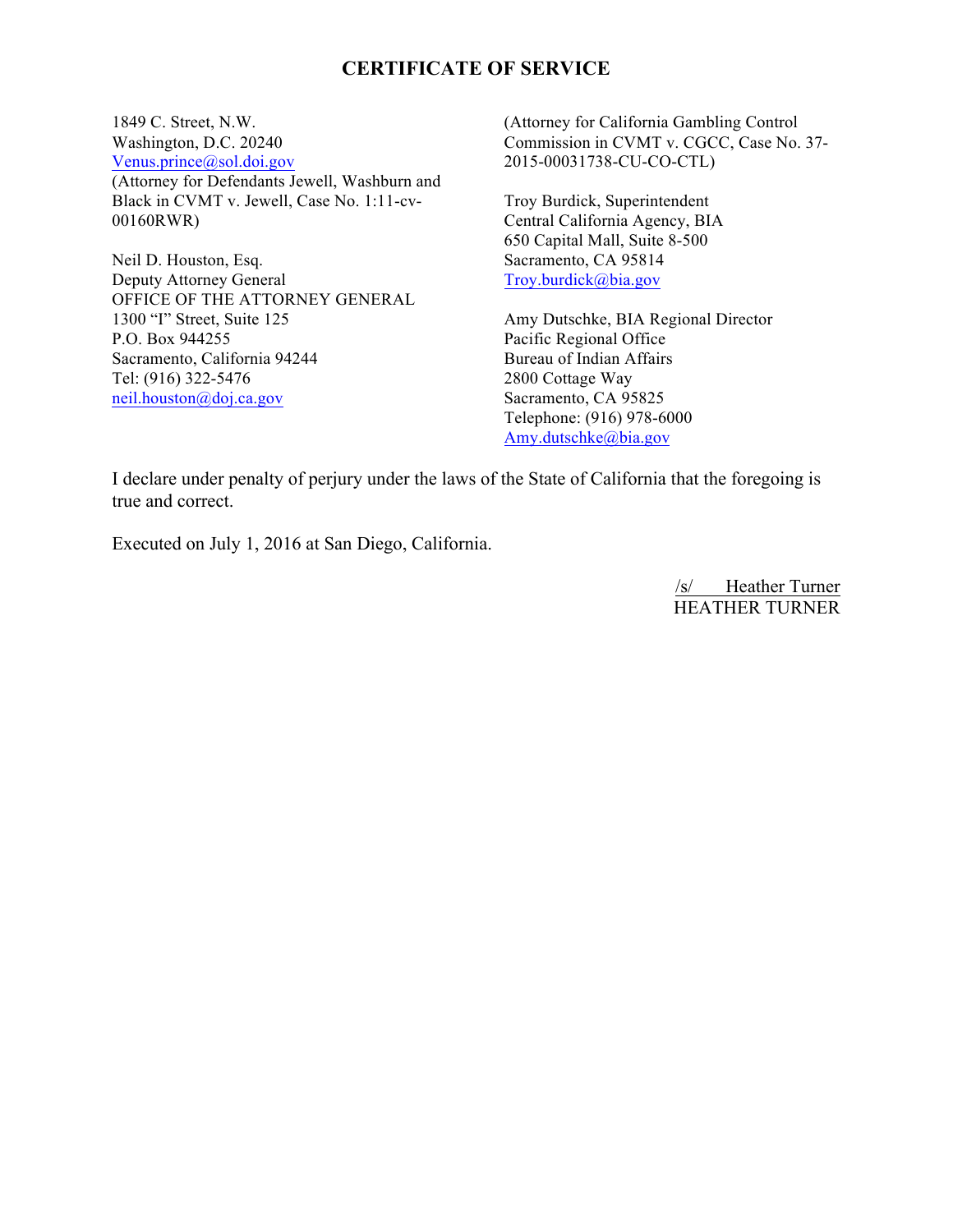## CERTIFICATE OF SERVICE

1849 C. Street, N.W.
Washington, D.C. 20240
Venus.prince@sol.doi.gov
(Attorney for Defendants Jewell, Washburn and Black in CVMT v. Jewell, Case No. 1:11-cv-00160RWR)

Neil D. Houston, Esq.
Deputy Attorney General
OFFICE OF THE ATTORNEY GENERAL
1300 "I" Street, Suite 125
P.O. Box 944255
Sacramento, California 94244
Tel: (916) 322-5476
neil.houston@doj.ca.gov

(Attorney for California Gambling Control Commission in CVMT v. CGCC, Case No. 37-2015-00031738-CU-CO-CTL)

Troy Burdick, Superintendent
Central California Agency, BIA
650 Capital Mall, Suite 8-500
Sacramento, CA 95814
Troy.burdick@bia.gov

Amy Dutschke, BIA Regional Director
Pacific Regional Office
Bureau of Indian Affairs
2800 Cottage Way
Sacramento, CA 95825
Telephone: (916) 978-6000
Amy.dutschke@bia.gov

I declare under penalty of perjury under the laws of the State of California that the foregoing is true and correct.

Executed on July 1, 2016 at San Diego, California.

/s/ Heather Turner
HEATHER TURNER